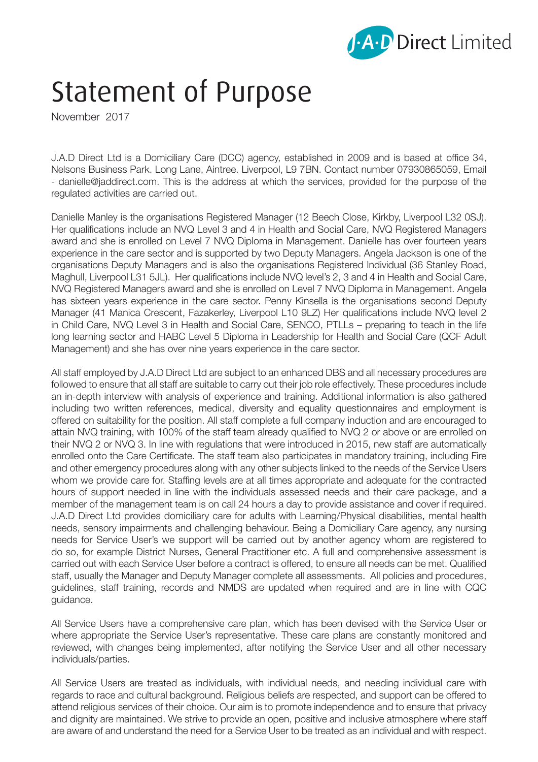# Statement of Purpose

November 2017

J.A.D Direct Ltd is a Domiciliary Care (DCC) agency, established in 2009 and is based at office 34, Nelsons Business Park. Long Lane, Aintree. Liverpool, L9 7BN. Contact number 07930865059, Email - danielle@jaddirect.com. This is the address at which the services, provided for the purpose of the regulated activities are carried out.

Danielle Manley is the organisations Registered Manager (12 Beech Close, Kirkby, Liverpool L32 0SJ). Her qualifications include an NVQ Level 3 and 4 in Health and Social Care, NVQ Registered Managers award and she is enrolled on Level 7 NVQ Diploma in Management. Danielle has over fourteen years experience in the care sector and is supported by two Deputy Managers. Angela Jackson is one of the organisations Deputy Managers and is also the organisations Registered Individual (36 Stanley Road, Maghull, Liverpool L31 5JL). Her qualifications include NVQ level's 2, 3 and 4 in Health and Social Care, NVQ Registered Managers award and she is enrolled on Level 7 NVQ Diploma in Management. Angela has sixteen years experience in the care sector. Penny Kinsella is the organisations second Deputy Manager (41 Manica Crescent, Fazakerley, Liverpool L10 9LZ) Her qualifications include NVQ level 2 in Child Care, NVQ Level 3 in Health and Social Care, SENCO, PTLLs – preparing to teach in the life long learning sector and HABC Level 5 Diploma in Leadership for Health and Social Care (QCF Adult Management) and she has over nine years experience in the care sector.

All staff employed by J.A.D Direct Ltd are subject to an enhanced DBS and all necessary procedures are followed to ensure that all staff are suitable to carry out their job role effectively. These procedures include an in-depth interview with analysis of experience and training. Additional information is also gathered including two written references, medical, diversity and equality questionnaires and employment is offered on suitability for the position. All staff complete a full company induction and are encouraged to attain NVQ training, with 100% of the staff team already qualified to NVQ 2 or above or are enrolled on their NVQ 2 or NVQ 3. In line with regulations that were introduced in 2015, new staff are automatically enrolled onto the Care Certificate. The staff team also participates in mandatory training, including Fire and other emergency procedures along with any other subjects linked to the needs of the Service Users whom we provide care for. Staffing levels are at all times appropriate and adequate for the contracted hours of support needed in line with the individuals assessed needs and their care package, and a member of the management team is on call 24 hours a day to provide assistance and cover if required. J.A.D Direct Ltd provides domiciliary care for adults with Learning/Physical disabilities, mental health needs, sensory impairments and challenging behaviour. Being a Domiciliary Care agency, any nursing needs for Service User's we support will be carried out by another agency whom are registered to do so, for example District Nurses, General Practitioner etc. A full and comprehensive assessment is carried out with each Service User before a contract is offered, to ensure all needs can be met. Qualified staff, usually the Manager and Deputy Manager complete all assessments. All policies and procedures, guidelines, staff training, records and NMDS are updated when required and are in line with CQC guidance.

All Service Users have a comprehensive care plan, which has been devised with the Service User or where appropriate the Service User's representative. These care plans are constantly monitored and reviewed, with changes being implemented, after notifying the Service User and all other necessary individuals/parties.

All Service Users are treated as individuals, with individual needs, and needing individual care with regards to race and cultural background. Religious beliefs are respected, and support can be offered to attend religious services of their choice. Our aim is to promote independence and to ensure that privacy and dignity are maintained. We strive to provide an open, positive and inclusive atmosphere where staff are aware of and understand the need for a Service User to be treated as an individual and with respect.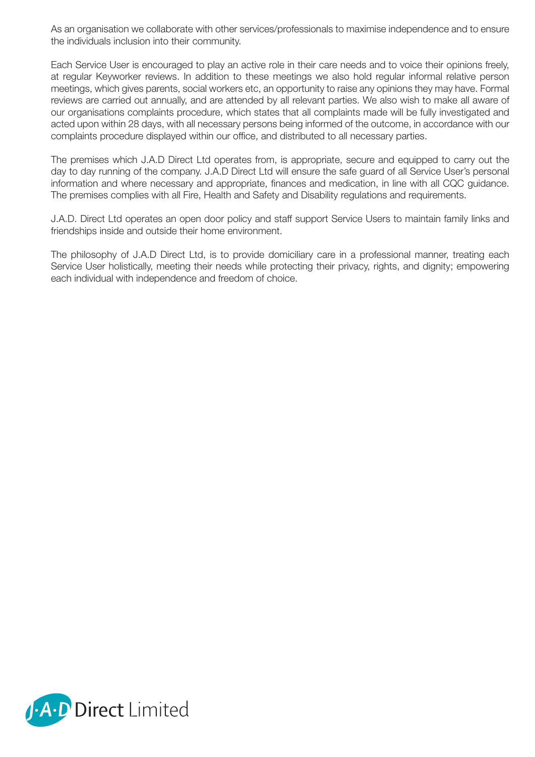As an organisation we collaborate with other services/professionals to maximise independence and to ensure the individuals inclusion into their community.

Each Service User is encouraged to play an active role in their care needs and to voice their opinions freely, at regular Keyworker reviews. In addition to these meetings we also hold regular informal relative person meetings, which gives parents, social workers etc, an opportunity to raise any opinions they may have. Formal reviews are carried out annually, and are attended by all relevant parties. We also wish to make all aware of our organisations complaints procedure, which states that all complaints made will be fully investigated and acted upon within 28 days, with all necessary persons being informed of the outcome, in accordance with our complaints procedure displayed within our office, and distributed to all necessary parties.

The premises which J.A.D Direct Ltd operates from, is appropriate, secure and equipped to carry out the day to day running of the company. J.A.D Direct Ltd will ensure the safe guard of all Service User's personal information and where necessary and appropriate, finances and medication, in line with all CQC guidance. The premises complies with all Fire, Health and Safety and Disability regulations and requirements.

J.A.D. Direct Ltd operates an open door policy and staff support Service Users to maintain family links and friendships inside and outside their home environment.

The philosophy of J.A.D Direct Ltd, is to provide domiciliary care in a professional manner, treating each Service User holistically, meeting their needs while protecting their privacy, rights, and dignity; empowering each individual with independence and freedom of choice.

J·A·D Direct Limited